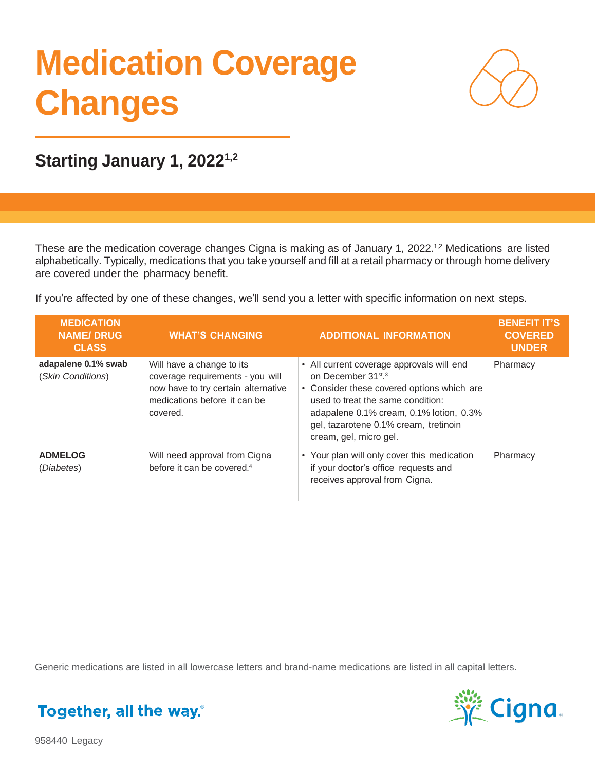# Medication Coverage Changes

## Starting January 1, 2022[1,2]

These are the medication coverage changes Cigna is making as of January 1, 2022.[1,2] Medications are listed alphabetically. Typically, medications that you take yourself and fill at a retail pharmacy or through home delivery are covered under the pharmacy benefit.

If you're affected by one of these changes, we'll send you a letter with specific information on next steps.

| MEDICATION NAME/ DRUG CLASS | WHAT'S CHANGING | ADDITIONAL INFORMATION | BENEFIT IT'S COVERED UNDER |
|---|---|---|---|
| **adapalene 0.1% swab** (*Skin Conditions*) | Will have a change to its coverage requirements - you will now have to try certain alternative medications before it can be covered. | • All current coverage approvals will end on December 31st.[3] • Consider these covered options which are used to treat the same condition: adapalene 0.1% cream, 0.1% lotion, 0.3% gel, tazarotene 0.1% cream, tretinoin cream, gel, micro gel. | Pharmacy |
| **ADMELOG** (*Diabetes*) | Will need approval from Cigna before it can be covered.[4] | • Your plan will only cover this medication if your doctor's office requests and receives approval from Cigna. | Pharmacy |

Generic medications are listed in all lowercase letters and brand-name medications are listed in all capital letters.

Together, all the way.®

Cigna

958440 Legacy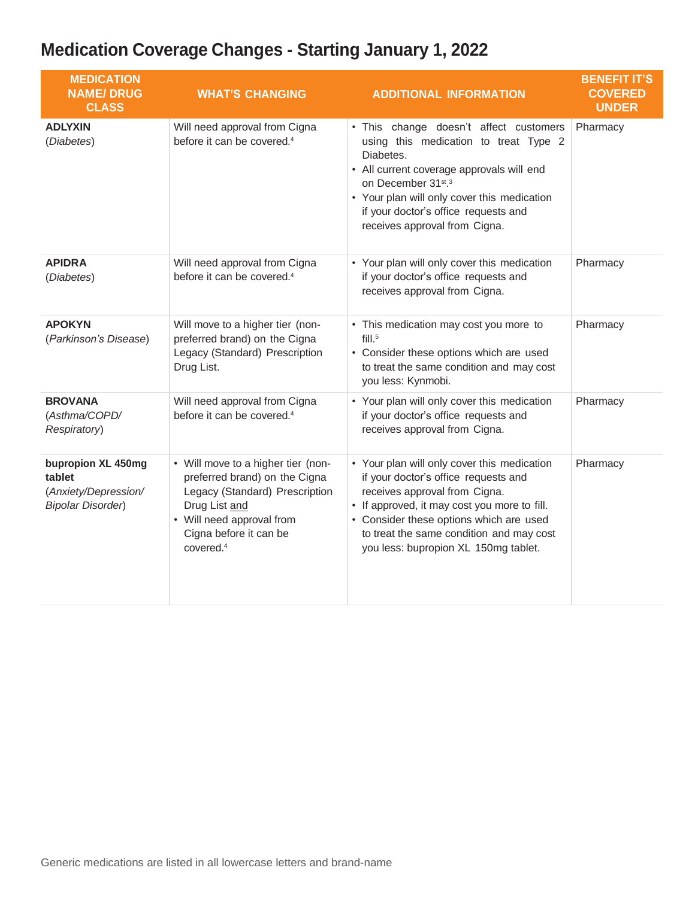# Medication Coverage Changes - Starting January 1, 2022

| MEDICATION NAME/ DRUG CLASS | WHAT'S CHANGING | ADDITIONAL INFORMATION | BENEFIT IT'S COVERED UNDER |
|---|---|---|---|
| **ADLYXIN** (*Diabetes*) | Will need approval from Cigna before it can be covered.[4] | • This change doesn't affect customers using this medication to treat Type 2 Diabetes.<br>• All current coverage approvals will end on December 31st.[3]<br>• Your plan will only cover this medication if your doctor's office requests and receives approval from Cigna. | Pharmacy |
| **APIDRA** (*Diabetes*) | Will need approval from Cigna before it can be covered.[4] | • Your plan will only cover this medication if your doctor's office requests and receives approval from Cigna. | Pharmacy |
| **APOKYN** (*Parkinson's Disease*) | Will move to a higher tier (non-preferred brand) on the Cigna Legacy (Standard) Prescription Drug List. | • This medication may cost you more to fill.[5]<br>• Consider these options which are used to treat the same condition and may cost you less: Kynmobi. | Pharmacy |
| **BROVANA** (*Asthma/COPD/ Respiratory*) | Will need approval from Cigna before it can be covered.[4] | • Your plan will only cover this medication if your doctor's office requests and receives approval from Cigna. | Pharmacy |
| **bupropion XL 450mg tablet** (*Anxiety/Depression/ Bipolar Disorder*) | • Will move to a higher tier (non-preferred brand) on the Cigna Legacy (Standard) Prescription Drug List and<br>• Will need approval from Cigna before it can be covered.[4] | • Your plan will only cover this medication if your doctor's office requests and receives approval from Cigna.<br>• If approved, it may cost you more to fill.<br>• Consider these options which are used to treat the same condition and may cost you less: bupropion XL 150mg tablet. | Pharmacy |

Generic medications are listed in all lowercase letters and brand-name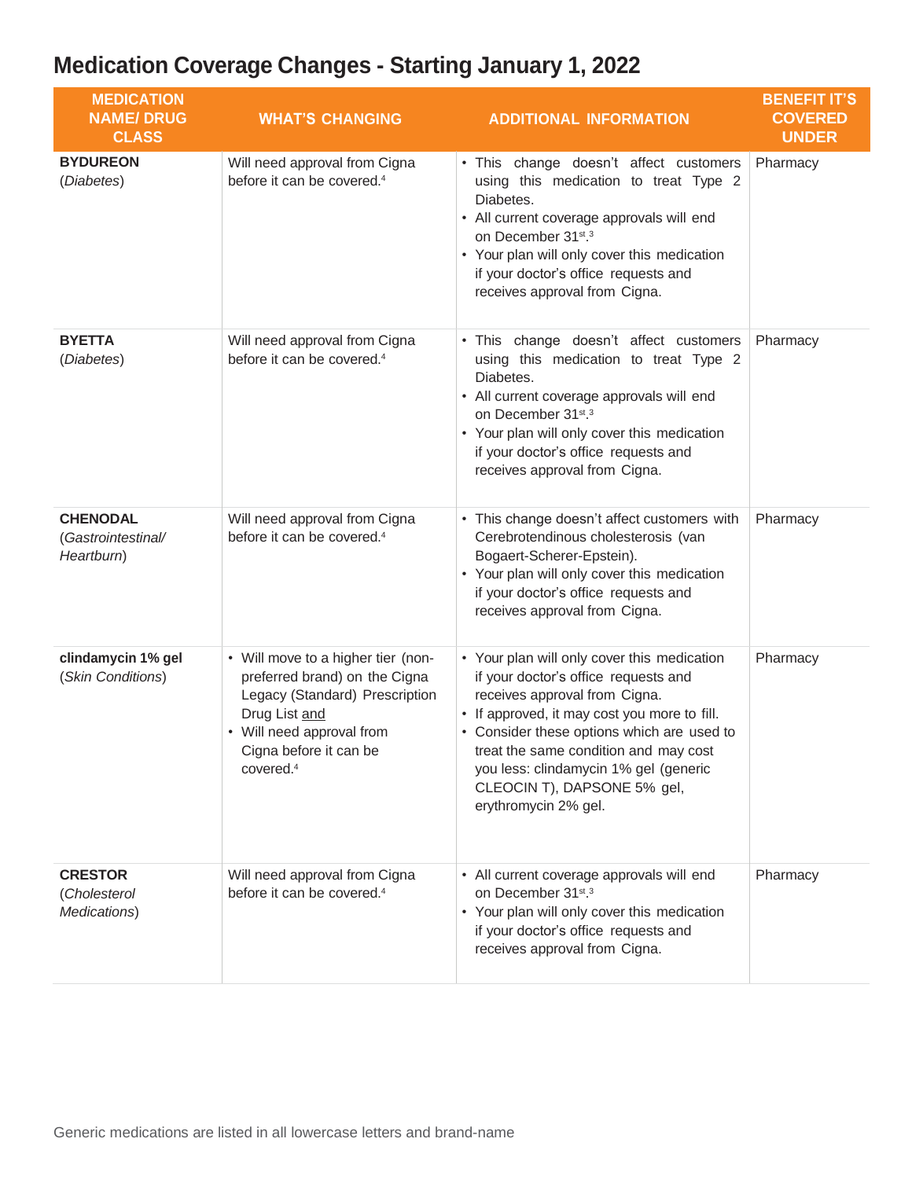# Medication Coverage Changes - Starting January 1, 2022

| MEDICATION NAME/ DRUG CLASS | WHAT'S CHANGING | ADDITIONAL INFORMATION | BENEFIT IT'S COVERED UNDER |
|---|---|---|---|
| **BYDUREON** (*Diabetes*) | Will need approval from Cigna before it can be covered.[4] | • This change doesn't affect customers using this medication to treat Type 2 Diabetes.<br>• All current coverage approvals will end on December 31st.[3]<br>• Your plan will only cover this medication if your doctor's office requests and receives approval from Cigna. | Pharmacy |
| **BYETTA** (*Diabetes*) | Will need approval from Cigna before it can be covered.[4] | • This change doesn't affect customers using this medication to treat Type 2 Diabetes.<br>• All current coverage approvals will end on December 31st.[3]<br>• Your plan will only cover this medication if your doctor's office requests and receives approval from Cigna. | Pharmacy |
| **CHENODAL** (*Gastrointestinal/ Heartburn*) | Will need approval from Cigna before it can be covered.[4] | • This change doesn't affect customers with Cerebrotendinous cholesterosis (van Bogaert-Scherer-Epstein).<br>• Your plan will only cover this medication if your doctor's office requests and receives approval from Cigna. | Pharmacy |
| **clindamycin 1% gel** (*Skin Conditions*) | • Will move to a higher tier (non-preferred brand) on the Cigna Legacy (Standard) Prescription Drug List and<br>• Will need approval from Cigna before it can be covered.[4] | • Your plan will only cover this medication if your doctor's office requests and receives approval from Cigna.<br>• If approved, it may cost you more to fill.<br>• Consider these options which are used to treat the same condition and may cost you less: clindamycin 1% gel (generic CLEOCIN T), DAPSONE 5% gel, erythromycin 2% gel. | Pharmacy |
| **CRESTOR** (*Cholesterol Medications*) | Will need approval from Cigna before it can be covered.[4] | • All current coverage approvals will end on December 31st.[3]<br>• Your plan will only cover this medication if your doctor's office requests and receives approval from Cigna. | Pharmacy |

Generic medications are listed in all lowercase letters and brand-name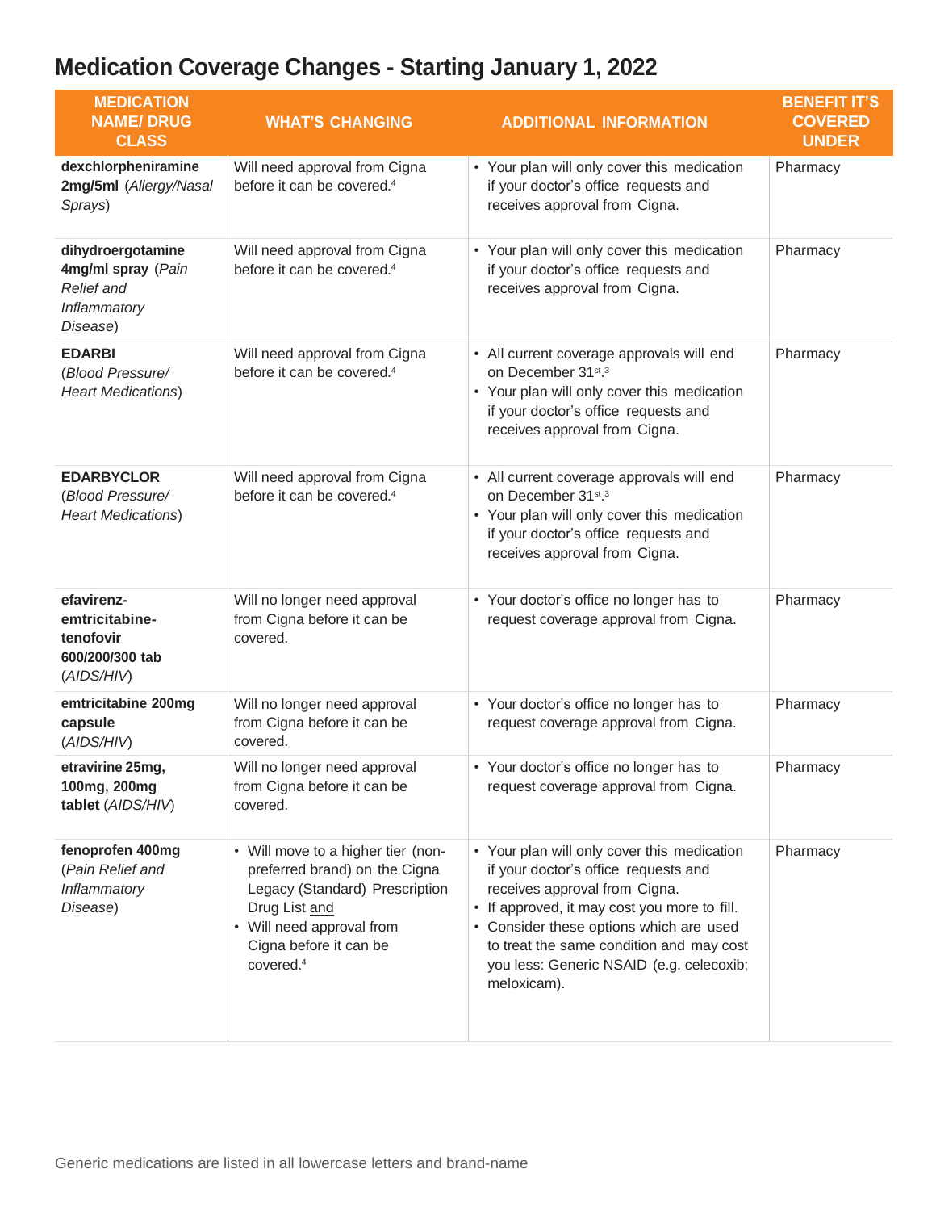# Medication Coverage Changes - Starting January 1, 2022

| MEDICATION NAME/ DRUG CLASS | WHAT'S CHANGING | ADDITIONAL INFORMATION | BENEFIT IT'S COVERED UNDER |
|---|---|---|---|
| **dexchlorpheniramine 2mg/5ml** (*Allergy/Nasal Sprays*) | Will need approval from Cigna before it can be covered.[4] | • Your plan will only cover this medication if your doctor's office requests and receives approval from Cigna. | Pharmacy |
| **dihydroergotamine 4mg/ml spray** (*Pain Relief and Inflammatory Disease*) | Will need approval from Cigna before it can be covered.[4] | • Your plan will only cover this medication if your doctor's office requests and receives approval from Cigna. | Pharmacy |
| **EDARBI** (*Blood Pressure/ Heart Medications*) | Will need approval from Cigna before it can be covered.[4] | • All current coverage approvals will end on December 31st.[3]<br>• Your plan will only cover this medication if your doctor's office requests and receives approval from Cigna. | Pharmacy |
| **EDARBYCLOR** (*Blood Pressure/ Heart Medications*) | Will need approval from Cigna before it can be covered.[4] | • All current coverage approvals will end on December 31st.[3]<br>• Your plan will only cover this medication if your doctor's office requests and receives approval from Cigna. | Pharmacy |
| **efavirenz-emtricitabine-tenofovir 600/200/300 tab** (*AIDS/HIV*) | Will no longer need approval from Cigna before it can be covered. | • Your doctor's office no longer has to request coverage approval from Cigna. | Pharmacy |
| **emtricitabine 200mg capsule** (*AIDS/HIV*) | Will no longer need approval from Cigna before it can be covered. | • Your doctor's office no longer has to request coverage approval from Cigna. | Pharmacy |
| **etravirine 25mg, 100mg, 200mg tablet** (*AIDS/HIV*) | Will no longer need approval from Cigna before it can be covered. | • Your doctor's office no longer has to request coverage approval from Cigna. | Pharmacy |
| **fenoprofen 400mg** (*Pain Relief and Inflammatory Disease*) | • Will move to a higher tier (non-preferred brand) on the Cigna Legacy (Standard) Prescription Drug List and<br>• Will need approval from Cigna before it can be covered.[4] | • Your plan will only cover this medication if your doctor's office requests and receives approval from Cigna.<br>• If approved, it may cost you more to fill.<br>• Consider these options which are used to treat the same condition and may cost you less: Generic NSAID (e.g. celecoxib; meloxicam). | Pharmacy |

Generic medications are listed in all lowercase letters and brand-name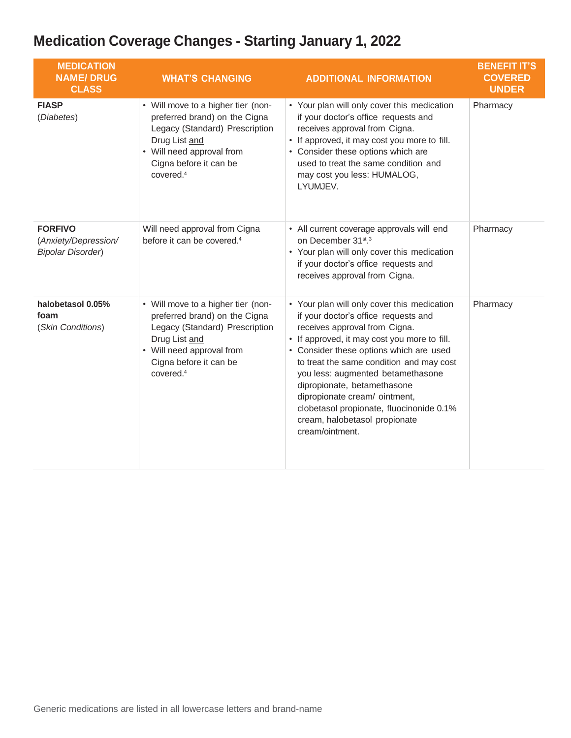# Medication Coverage Changes - Starting January 1, 2022

| MEDICATION NAME/ DRUG CLASS | WHAT'S CHANGING | ADDITIONAL INFORMATION | BENEFIT IT'S COVERED UNDER |
|---|---|---|---|
| **FIASP** (*Diabetes*) | • Will move to a higher tier (non-preferred brand) on the Cigna Legacy (Standard) Prescription Drug List and<br>• Will need approval from Cigna before it can be covered.[4] | • Your plan will only cover this medication if your doctor's office requests and receives approval from Cigna.<br>• If approved, it may cost you more to fill.<br>• Consider these options which are used to treat the same condition and may cost you less: HUMALOG, LYUMJEV. | Pharmacy |
| **FORFIVO** (*Anxiety/Depression/ Bipolar Disorder*) | Will need approval from Cigna before it can be covered.[4] | • All current coverage approvals will end on December 31st.[3]<br>• Your plan will only cover this medication if your doctor's office requests and receives approval from Cigna. | Pharmacy |
| **halobetasol 0.05% foam** (*Skin Conditions*) | • Will move to a higher tier (non-preferred brand) on the Cigna Legacy (Standard) Prescription Drug List and<br>• Will need approval from Cigna before it can be covered.[4] | • Your plan will only cover this medication if your doctor's office requests and receives approval from Cigna.<br>• If approved, it may cost you more to fill.<br>• Consider these options which are used to treat the same condition and may cost you less: augmented betamethasone dipropionate, betamethasone dipropionate cream/ ointment, clobetasol propionate, fluocinonide 0.1% cream, halobetasol propionate cream/ointment. | Pharmacy |

Generic medications are listed in all lowercase letters and brand-name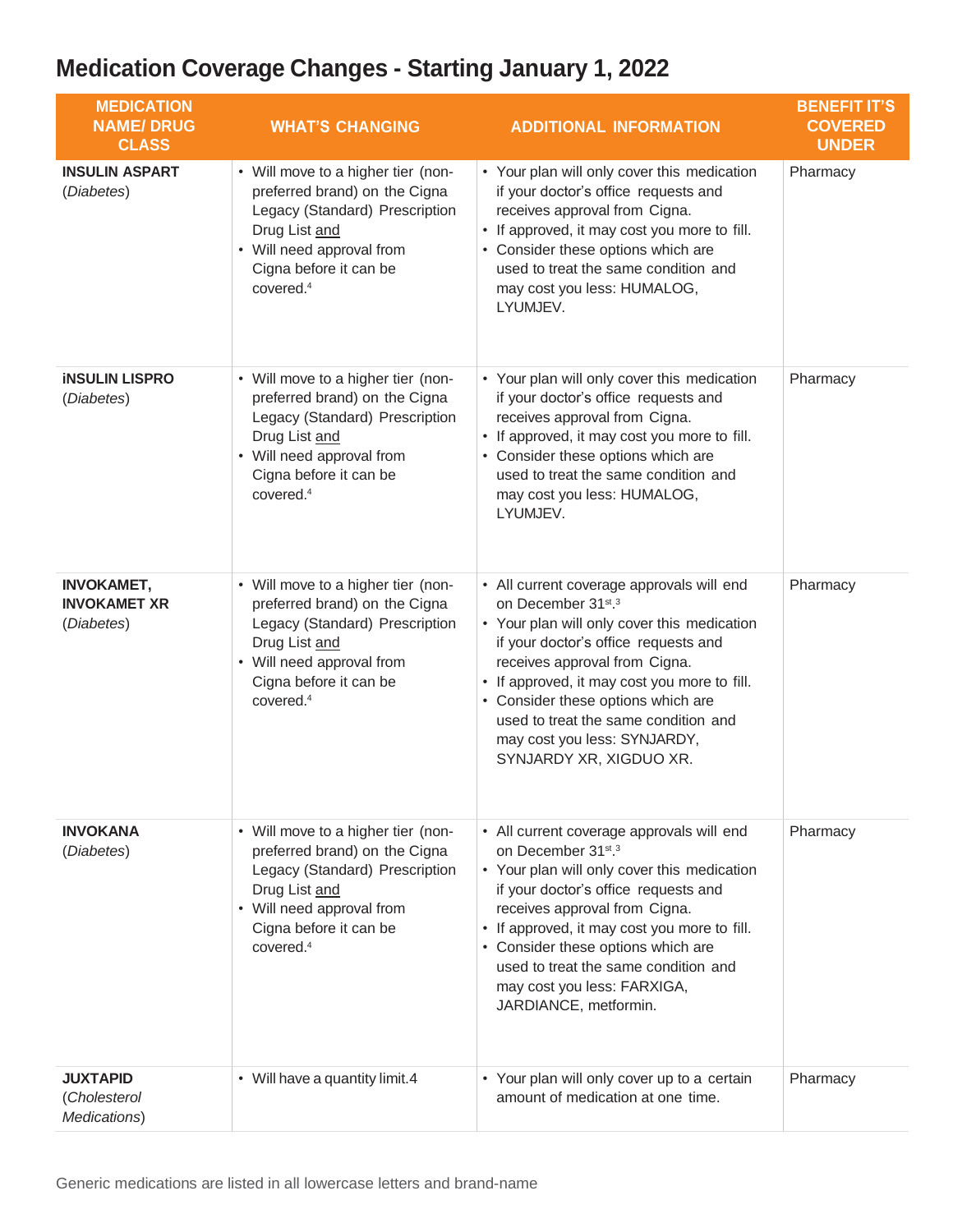# Medication Coverage Changes - Starting January 1, 2022

| MEDICATION NAME/ DRUG CLASS | WHAT'S CHANGING | ADDITIONAL INFORMATION | BENEFIT IT'S COVERED UNDER |
|---|---|---|---|
| **INSULIN ASPART** (*Diabetes*) | • Will move to a higher tier (non-preferred brand) on the Cigna Legacy (Standard) Prescription Drug List and<br>• Will need approval from Cigna before it can be covered.[4] | • Your plan will only cover this medication if your doctor's office requests and receives approval from Cigna.<br>• If approved, it may cost you more to fill.<br>• Consider these options which are used to treat the same condition and may cost you less: HUMALOG, LYUMJEV. | Pharmacy |
| **iNSULIN LISPRO** (*Diabetes*) | • Will move to a higher tier (non-preferred brand) on the Cigna Legacy (Standard) Prescription Drug List and<br>• Will need approval from Cigna before it can be covered.[4] | • Your plan will only cover this medication if your doctor's office requests and receives approval from Cigna.<br>• If approved, it may cost you more to fill.<br>• Consider these options which are used to treat the same condition and may cost you less: HUMALOG, LYUMJEV. | Pharmacy |
| **INVOKAMET, INVOKAMET XR** (*Diabetes*) | • Will move to a higher tier (non-preferred brand) on the Cigna Legacy (Standard) Prescription Drug List and<br>• Will need approval from Cigna before it can be covered.[4] | • All current coverage approvals will end on December 31st.[3]<br>• Your plan will only cover this medication if your doctor's office requests and receives approval from Cigna.<br>• If approved, it may cost you more to fill.<br>• Consider these options which are used to treat the same condition and may cost you less: SYNJARDY, SYNJARDY XR, XIGDUO XR. | Pharmacy |
| **INVOKANA** (*Diabetes*) | • Will move to a higher tier (non-preferred brand) on the Cigna Legacy (Standard) Prescription Drug List and<br>• Will need approval from Cigna before it can be covered.[4] | • All current coverage approvals will end on December 31st.[3]<br>• Your plan will only cover this medication if your doctor's office requests and receives approval from Cigna.<br>• If approved, it may cost you more to fill.<br>• Consider these options which are used to treat the same condition and may cost you less: FARXIGA, JARDIANCE, metformin. | Pharmacy |
| **JUXTAPID** (*Cholesterol Medications*) | • Will have a quantity limit.4 | • Your plan will only cover up to a certain amount of medication at one time. | Pharmacy |

Generic medications are listed in all lowercase letters and brand-name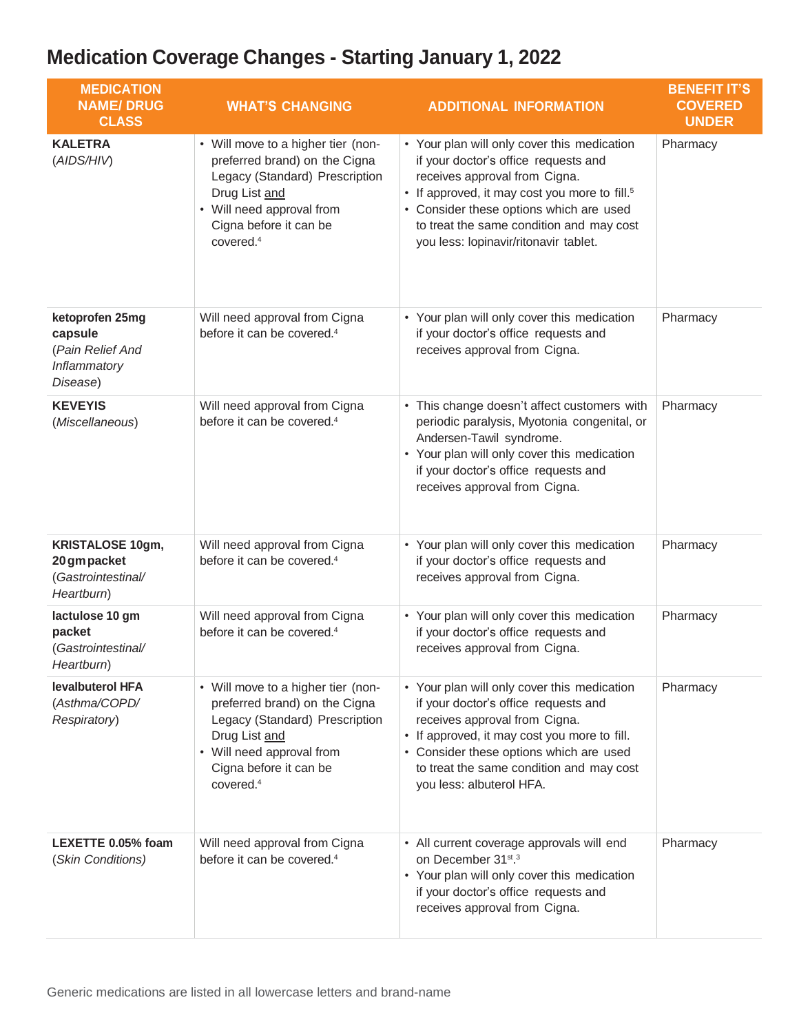# Medication Coverage Changes - Starting January 1, 2022

| MEDICATION NAME/ DRUG CLASS | WHAT'S CHANGING | ADDITIONAL INFORMATION | BENEFIT IT'S COVERED UNDER |
|---|---|---|---|
| **KALETRA** (*AIDS/HIV*) | • Will move to a higher tier (non-preferred brand) on the Cigna Legacy (Standard) Prescription Drug List and<br>• Will need approval from Cigna before it can be covered.[4] | • Your plan will only cover this medication if your doctor's office requests and receives approval from Cigna.<br>• If approved, it may cost you more to fill.[5]<br>• Consider these options which are used to treat the same condition and may cost you less: lopinavir/ritonavir tablet. | Pharmacy |
| **ketoprofen 25mg capsule** (*Pain Relief And Inflammatory Disease*) | Will need approval from Cigna before it can be covered.[4] | • Your plan will only cover this medication if your doctor's office requests and receives approval from Cigna. | Pharmacy |
| **KEVEYIS** (*Miscellaneous*) | Will need approval from Cigna before it can be covered.[4] | • This change doesn't affect customers with periodic paralysis, Myotonia congenital, or Andersen-Tawil syndrome.<br>• Your plan will only cover this medication if your doctor's office requests and receives approval from Cigna. | Pharmacy |
| **KRISTALOSE 10gm, 20gm packet** (*Gastrointestinal/ Heartburn*) | Will need approval from Cigna before it can be covered.[4] | • Your plan will only cover this medication if your doctor's office requests and receives approval from Cigna. | Pharmacy |
| **lactulose 10 gm packet** (*Gastrointestinal/ Heartburn*) | Will need approval from Cigna before it can be covered.[4] | • Your plan will only cover this medication if your doctor's office requests and receives approval from Cigna. | Pharmacy |
| **levalbuterol HFA** (*Asthma/COPD/ Respiratory*) | • Will move to a higher tier (non-preferred brand) on the Cigna Legacy (Standard) Prescription Drug List and<br>• Will need approval from Cigna before it can be covered.[4] | • Your plan will only cover this medication if your doctor's office requests and receives approval from Cigna.<br>• If approved, it may cost you more to fill.<br>• Consider these options which are used to treat the same condition and may cost you less: albuterol HFA. | Pharmacy |
| **LEXETTE 0.05% foam** (*Skin Conditions*) | Will need approval from Cigna before it can be covered.[4] | • All current coverage approvals will end on December 31st.[3]<br>• Your plan will only cover this medication if your doctor's office requests and receives approval from Cigna. | Pharmacy |

Generic medications are listed in all lowercase letters and brand-name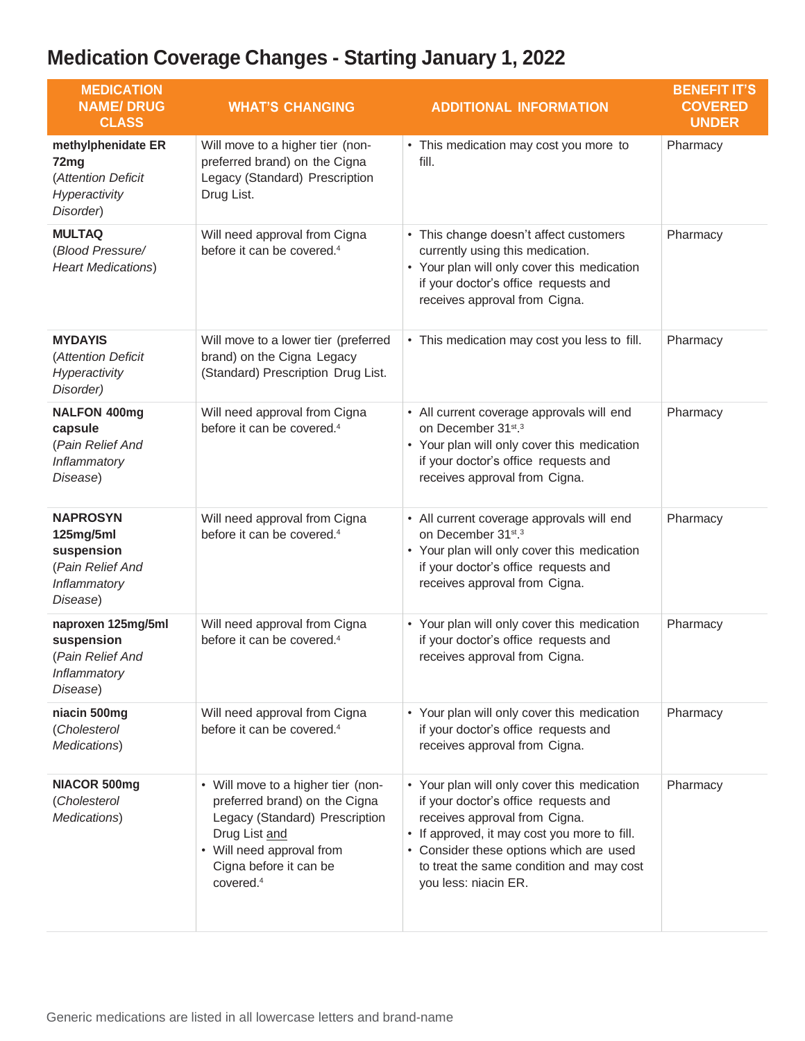# Medication Coverage Changes - Starting January 1, 2022

| MEDICATION NAME/ DRUG CLASS | WHAT'S CHANGING | ADDITIONAL INFORMATION | BENEFIT IT'S COVERED UNDER |
|---|---|---|---|
| **methylphenidate ER 72mg** (*Attention Deficit Hyperactivity Disorder*) | Will move to a higher tier (non-preferred brand) on the Cigna Legacy (Standard) Prescription Drug List. | • This medication may cost you more to fill. | Pharmacy |
| **MULTAQ** (*Blood Pressure/ Heart Medications*) | Will need approval from Cigna before it can be covered.[4] | • This change doesn't affect customers currently using this medication. • Your plan will only cover this medication if your doctor's office requests and receives approval from Cigna. | Pharmacy |
| **MYDAYIS** (*Attention Deficit Hyperactivity Disorder)* | Will move to a lower tier (preferred brand) on the Cigna Legacy (Standard) Prescription Drug List. | • This medication may cost you less to fill. | Pharmacy |
| **NALFON 400mg capsule** (*Pain Relief And Inflammatory Disease*) | Will need approval from Cigna before it can be covered.[4] | • All current coverage approvals will end on December 31st.[3] • Your plan will only cover this medication if your doctor's office requests and receives approval from Cigna. | Pharmacy |
| **NAPROSYN 125mg/5ml suspension** (*Pain Relief And Inflammatory Disease*) | Will need approval from Cigna before it can be covered.[4] | • All current coverage approvals will end on December 31st.[3] • Your plan will only cover this medication if your doctor's office requests and receives approval from Cigna. | Pharmacy |
| **naproxen 125mg/5ml suspension** (*Pain Relief And Inflammatory Disease*) | Will need approval from Cigna before it can be covered.[4] | • Your plan will only cover this medication if your doctor's office requests and receives approval from Cigna. | Pharmacy |
| **niacin 500mg** (*Cholesterol Medications*) | Will need approval from Cigna before it can be covered.[4] | • Your plan will only cover this medication if your doctor's office requests and receives approval from Cigna. | Pharmacy |
| **NIACOR 500mg** (*Cholesterol Medications*) | • Will move to a higher tier (non-preferred brand) on the Cigna Legacy (Standard) Prescription Drug List and • Will need approval from Cigna before it can be covered.[4] | • Your plan will only cover this medication if your doctor's office requests and receives approval from Cigna. • If approved, it may cost you more to fill. • Consider these options which are used to treat the same condition and may cost you less: niacin ER. | Pharmacy |

Generic medications are listed in all lowercase letters and brand-name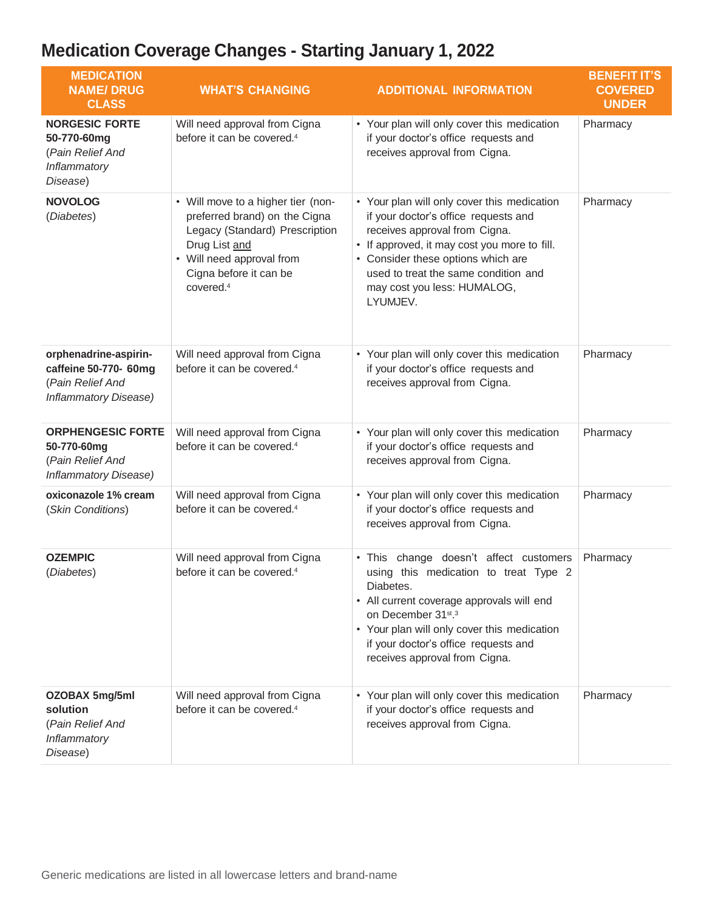# Medication Coverage Changes - Starting January 1, 2022

| MEDICATION NAME/ DRUG CLASS | WHAT'S CHANGING | ADDITIONAL INFORMATION | BENEFIT IT'S COVERED UNDER |
|---|---|---|---|
| **NORGESIC FORTE 50-770-60mg** (*Pain Relief And Inflammatory Disease*) | Will need approval from Cigna before it can be covered.[4] | • Your plan will only cover this medication if your doctor's office requests and receives approval from Cigna. | Pharmacy |
| **NOVOLOG** (*Diabetes*) | • Will move to a higher tier (non-preferred brand) on the Cigna Legacy (Standard) Prescription Drug List and<br>• Will need approval from Cigna before it can be covered.[4] | • Your plan will only cover this medication if your doctor's office requests and receives approval from Cigna.<br>• If approved, it may cost you more to fill.<br>• Consider these options which are used to treat the same condition and may cost you less: HUMALOG, LYUMJEV. | Pharmacy |
| **orphenadrine-aspirin-caffeine 50-770- 60mg** (*Pain Relief And Inflammatory Disease)* | Will need approval from Cigna before it can be covered.[4] | • Your plan will only cover this medication if your doctor's office requests and receives approval from Cigna. | Pharmacy |
| **ORPHENGESIC FORTE 50-770-60mg** (*Pain Relief And Inflammatory Disease)* | Will need approval from Cigna before it can be covered.[4] | • Your plan will only cover this medication if your doctor's office requests and receives approval from Cigna. | Pharmacy |
| **oxiconazole 1% cream** (*Skin Conditions*) | Will need approval from Cigna before it can be covered.[4] | • Your plan will only cover this medication if your doctor's office requests and receives approval from Cigna. | Pharmacy |
| **OZEMPIC** (*Diabetes*) | Will need approval from Cigna before it can be covered.[4] | • This change doesn't affect customers using this medication to treat Type 2 Diabetes.<br>• All current coverage approvals will end on December 31st.[3]<br>• Your plan will only cover this medication if your doctor's office requests and receives approval from Cigna. | Pharmacy |
| **OZOBAX 5mg/5ml solution** (*Pain Relief And Inflammatory Disease*) | Will need approval from Cigna before it can be covered.[4] | • Your plan will only cover this medication if your doctor's office requests and receives approval from Cigna. | Pharmacy |

Generic medications are listed in all lowercase letters and brand-name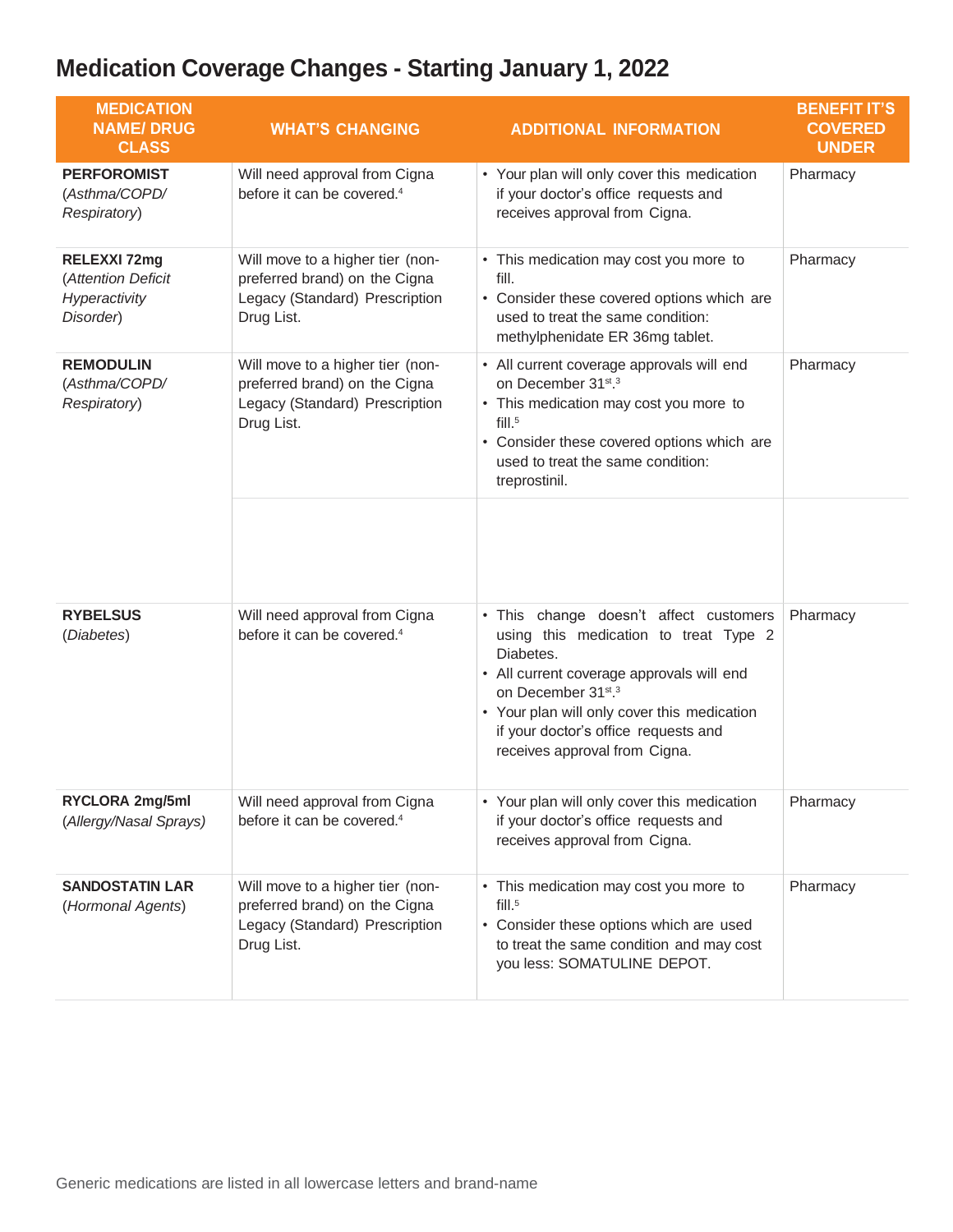# Medication Coverage Changes - Starting January 1, 2022

| MEDICATION NAME/ DRUG CLASS | WHAT'S CHANGING | ADDITIONAL INFORMATION | BENEFIT IT'S COVERED UNDER |
|---|---|---|---|
| **PERFOROMIST** (*Asthma/COPD/ Respiratory*) | Will need approval from Cigna before it can be covered.[4] | • Your plan will only cover this medication if your doctor's office requests and receives approval from Cigna. | Pharmacy |
| **RELEXXI 72mg** (*Attention Deficit Hyperactivity Disorder*) | Will move to a higher tier (non-preferred brand) on the Cigna Legacy (Standard) Prescription Drug List. | • This medication may cost you more to fill.<br>• Consider these covered options which are used to treat the same condition: methylphenidate ER 36mg tablet. | Pharmacy |
| **REMODULIN** (*Asthma/COPD/ Respiratory*) | Will move to a higher tier (non-preferred brand) on the Cigna Legacy (Standard) Prescription Drug List. | • All current coverage approvals will end on December 31st.[3]<br>• This medication may cost you more to fill.[5]<br>• Consider these covered options which are used to treat the same condition: treprostinil. | Pharmacy |
| **RYBELSUS** (*Diabetes*) | Will need approval from Cigna before it can be covered.[4] | • This change doesn't affect customers using this medication to treat Type 2 Diabetes.<br>• All current coverage approvals will end on December 31st.[3]<br>• Your plan will only cover this medication if your doctor's office requests and receives approval from Cigna. | Pharmacy |
| **RYCLORA 2mg/5ml** (*Allergy/Nasal Sprays*) | Will need approval from Cigna before it can be covered.[4] | • Your plan will only cover this medication if your doctor's office requests and receives approval from Cigna. | Pharmacy |
| **SANDOSTATIN LAR** (*Hormonal Agents*) | Will move to a higher tier (non-preferred brand) on the Cigna Legacy (Standard) Prescription Drug List. | • This medication may cost you more to fill.[5]<br>• Consider these options which are used to treat the same condition and may cost you less: SOMATULINE DEPOT. | Pharmacy |

Generic medications are listed in all lowercase letters and brand-name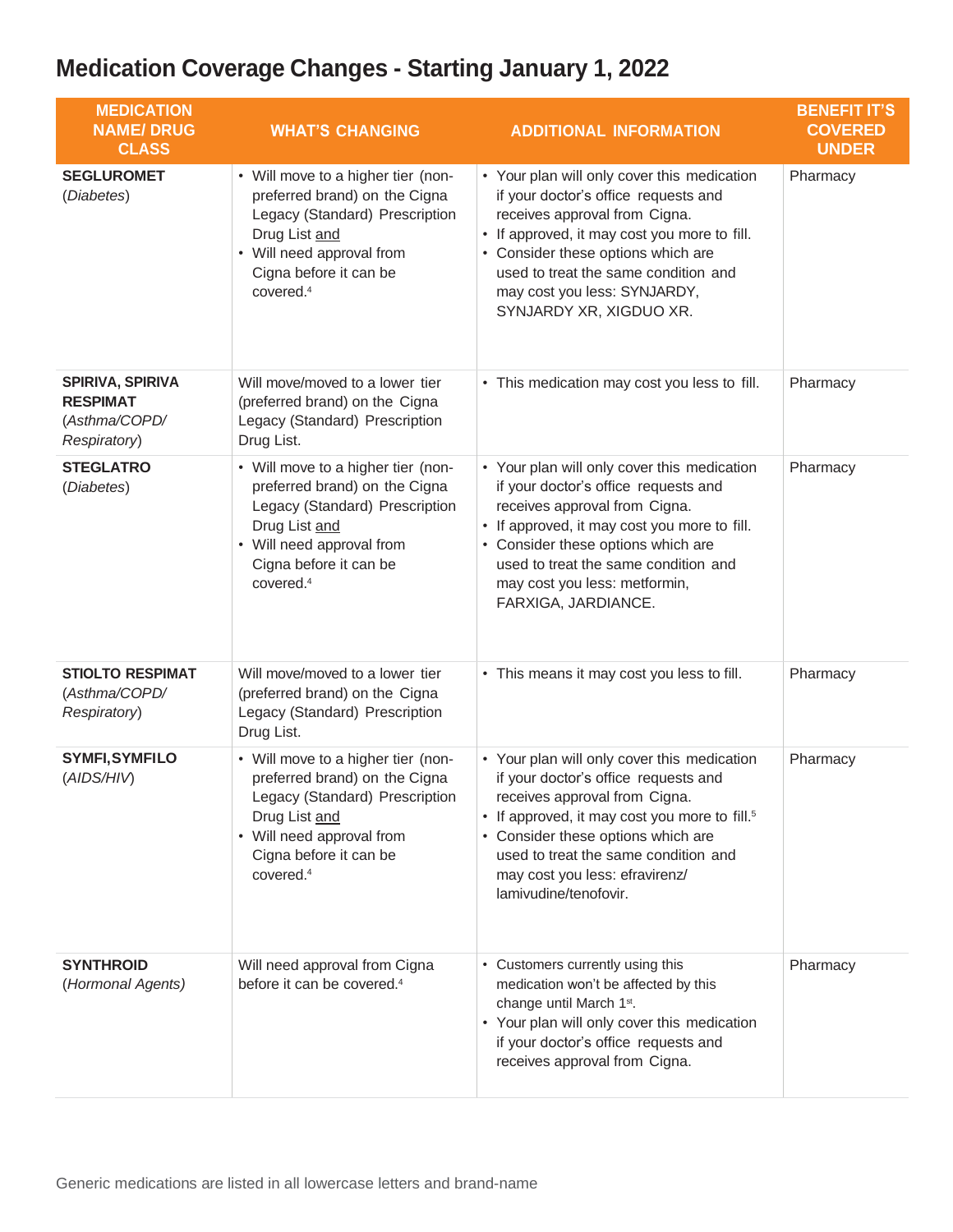# Medication Coverage Changes - Starting January 1, 2022

| MEDICATION NAME/ DRUG CLASS | WHAT'S CHANGING | ADDITIONAL INFORMATION | BENEFIT IT'S COVERED UNDER |
|---|---|---|---|
| **SEGLUROMET** (*Diabetes*) | • Will move to a higher tier (non-preferred brand) on the Cigna Legacy (Standard) Prescription Drug List <u>and</u><br>• Will need approval from Cigna before it can be covered.[4] | • Your plan will only cover this medication if your doctor's office requests and receives approval from Cigna.<br>• If approved, it may cost you more to fill.<br>• Consider these options which are used to treat the same condition and may cost you less: SYNJARDY, SYNJARDY XR, XIGDUO XR. | Pharmacy |
| **SPIRIVA, SPIRIVA RESPIMAT** (*Asthma/COPD/ Respiratory*) | Will move/moved to a lower tier (preferred brand) on the Cigna Legacy (Standard) Prescription Drug List. | • This medication may cost you less to fill. | Pharmacy |
| **STEGLATRO** (*Diabetes*) | • Will move to a higher tier (non-preferred brand) on the Cigna Legacy (Standard) Prescription Drug List <u>and</u><br>• Will need approval from Cigna before it can be covered.[4] | • Your plan will only cover this medication if your doctor's office requests and receives approval from Cigna.<br>• If approved, it may cost you more to fill.<br>• Consider these options which are used to treat the same condition and may cost you less: metformin, FARXIGA, JARDIANCE. | Pharmacy |
| **STIOLTO RESPIMAT** (*Asthma/COPD/ Respiratory*) | Will move/moved to a lower tier (preferred brand) on the Cigna Legacy (Standard) Prescription Drug List. | • This means it may cost you less to fill. | Pharmacy |
| **SYMFI, SYMFILO** (*AIDS/HIV*) | • Will move to a higher tier (non-preferred brand) on the Cigna Legacy (Standard) Prescription Drug List <u>and</u><br>• Will need approval from Cigna before it can be covered.[4] | • Your plan will only cover this medication if your doctor's office requests and receives approval from Cigna.<br>• If approved, it may cost you more to fill.[5]<br>• Consider these options which are used to treat the same condition and may cost you less: efavirenz/ lamivudine/tenofovir. | Pharmacy |
| **SYNTHROID** (*Hormonal Agents*) | Will need approval from Cigna before it can be covered.[4] | • Customers currently using this medication won't be affected by this change until March 1st.<br>• Your plan will only cover this medication if your doctor's office requests and receives approval from Cigna. | Pharmacy |

Generic medications are listed in all lowercase letters and brand-name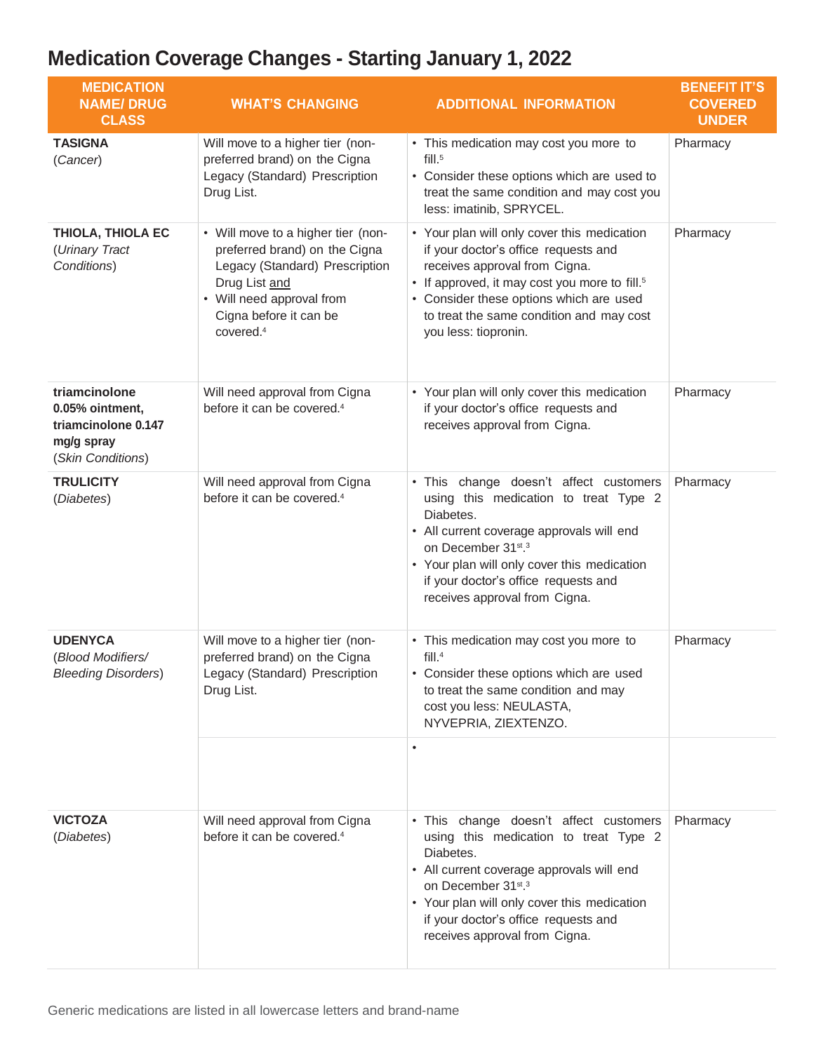# Medication Coverage Changes - Starting January 1, 2022

| MEDICATION NAME/ DRUG CLASS | WHAT'S CHANGING | ADDITIONAL INFORMATION | BENEFIT IT'S COVERED UNDER |
|---|---|---|---|
| **TASIGNA** (*Cancer*) | Will move to a higher tier (non-preferred brand) on the Cigna Legacy (Standard) Prescription Drug List. | • This medication may cost you more to fill.[5]<br>• Consider these options which are used to treat the same condition and may cost you less: imatinib, SPRYCEL. | Pharmacy |
| **THIOLA, THIOLA EC** (*Urinary Tract Conditions*) | • Will move to a higher tier (non-preferred brand) on the Cigna Legacy (Standard) Prescription Drug List and<br>• Will need approval from Cigna before it can be covered.[4] | • Your plan will only cover this medication if your doctor's office requests and receives approval from Cigna.<br>• If approved, it may cost you more to fill.[5]<br>• Consider these options which are used to treat the same condition and may cost you less: tiopronin. | Pharmacy |
| **triamcinolone 0.05% ointment, triamcinolone 0.147 mg/g spray** (*Skin Conditions*) | Will need approval from Cigna before it can be covered.[4] | • Your plan will only cover this medication if your doctor's office requests and receives approval from Cigna. | Pharmacy |
| **TRULICITY** (*Diabetes*) | Will need approval from Cigna before it can be covered.[4] | • This change doesn't affect customers using this medication to treat Type 2 Diabetes.<br>• All current coverage approvals will end on December 31st.[3]<br>• Your plan will only cover this medication if your doctor's office requests and receives approval from Cigna. | Pharmacy |
| **UDENYCA** (*Blood Modifiers/ Bleeding Disorders*) | Will move to a higher tier (non-preferred brand) on the Cigna Legacy (Standard) Prescription Drug List. | • This medication may cost you more to fill.[4]<br>• Consider these options which are used to treat the same condition and may cost you less: NEULASTA, NYVEPRIA, ZIEXTENZO. | Pharmacy |
| | | • | |
| **VICTOZA** (*Diabetes*) | Will need approval from Cigna before it can be covered.[4] | • This change doesn't affect customers using this medication to treat Type 2 Diabetes.<br>• All current coverage approvals will end on December 31st.[3]<br>• Your plan will only cover this medication if your doctor's office requests and receives approval from Cigna. | Pharmacy |

Generic medications are listed in all lowercase letters and brand-name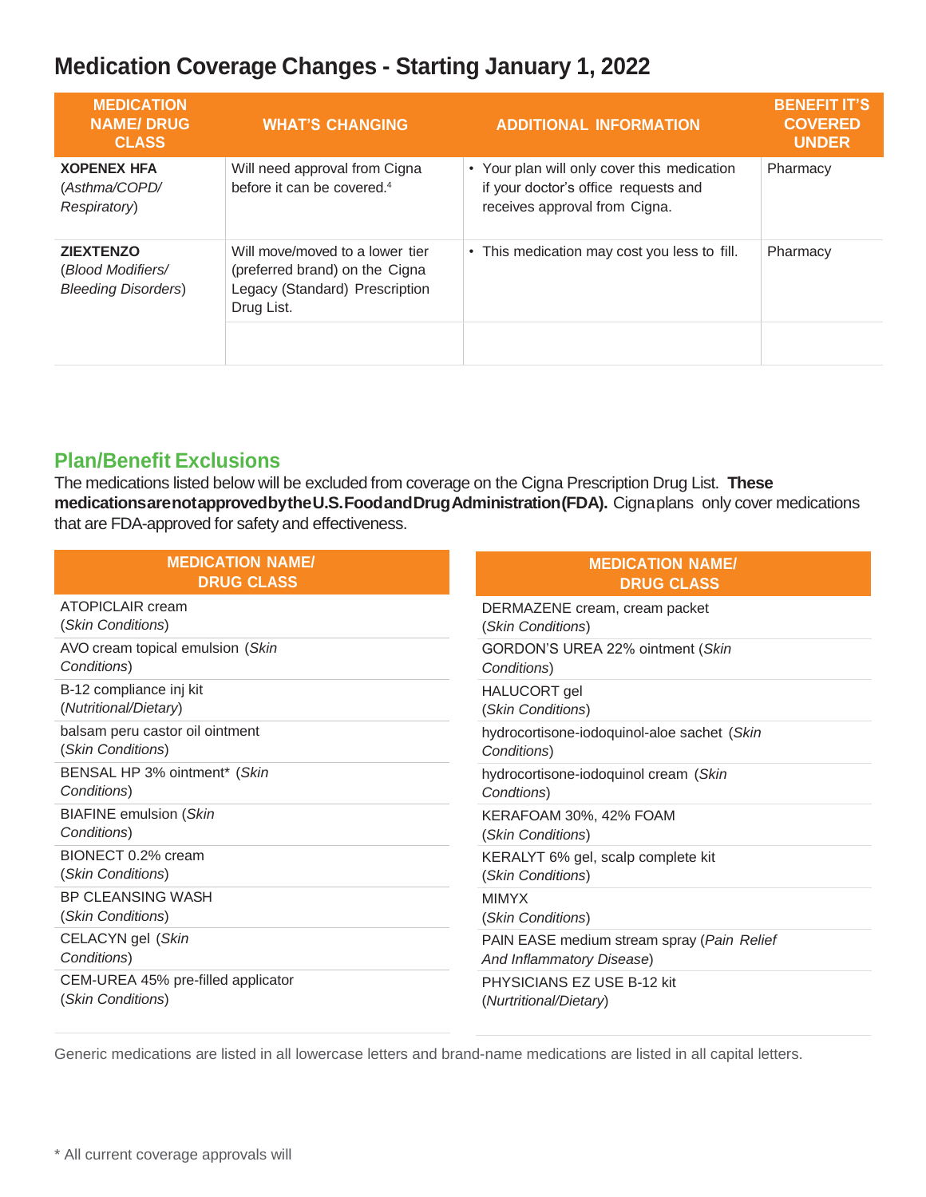# Medication Coverage Changes - Starting January 1, 2022

| MEDICATION NAME/ DRUG CLASS | WHAT'S CHANGING | ADDITIONAL INFORMATION | BENEFIT IT'S COVERED UNDER |
|---|---|---|---|
| **XOPENEX HFA** (*Asthma/COPD/ Respiratory*) | Will need approval from Cigna before it can be covered.[4] | • Your plan will only cover this medication if your doctor's office requests and receives approval from Cigna. | Pharmacy |
| **ZIEXTENZO** (*Blood Modifiers/ Bleeding Disorders*) | Will move/moved to a lower tier (preferred brand) on the Cigna Legacy (Standard) Prescription Drug List. | • This medication may cost you less to fill. | Pharmacy |
| | | | |

## Plan/Benefit Exclusions

The medications listed below will be excluded from coverage on the Cigna Prescription Drug List. **These medications are not approved by the U.S. Food and Drug Administration (FDA).** Cigna plans only cover medications that are FDA-approved for safety and effectiveness.

| MEDICATION NAME/ DRUG CLASS |
|---|
| ATOPICLAIR cream (*Skin Conditions*) |
| AVO cream topical emulsion (*Skin Conditions*) |
| B-12 compliance inj kit (*Nutritional/Dietary*) |
| balsam peru castor oil ointment (*Skin Conditions*) |
| BENSAL HP 3% ointment* (*Skin Conditions*) |
| BIAFINE emulsion (*Skin Conditions*) |
| BIONECT 0.2% cream (*Skin Conditions*) |
| BP CLEANSING WASH (*Skin Conditions*) |
| CELACYN gel (*Skin Conditions*) |
| CEM-UREA 45% pre-filled applicator (*Skin Conditions*) |

| MEDICATION NAME/ DRUG CLASS |
|---|
| DERMAZENE cream, cream packet (*Skin Conditions*) |
| GORDON'S UREA 22% ointment (*Skin Conditions*) |
| HALUCORT gel (*Skin Conditions*) |
| hydrocortisone-iodoquinol-aloe sachet (*Skin Conditions*) |
| hydrocortisone-iodoquinol cream (*Skin Condtions*) |
| KERAFOAM 30%, 42% FOAM (*Skin Conditions*) |
| KERALYT 6% gel, scalp complete kit (*Skin Conditions*) |
| MIMYX (*Skin Conditions*) |
| PAIN EASE medium stream spray (*Pain Relief And Inflammatory Disease*) |
| PHYSICIANS EZ USE B-12 kit (*Nurtritional/Dietary*) |

Generic medications are listed in all lowercase letters and brand-name medications are listed in all capital letters.

\* All current coverage approvals will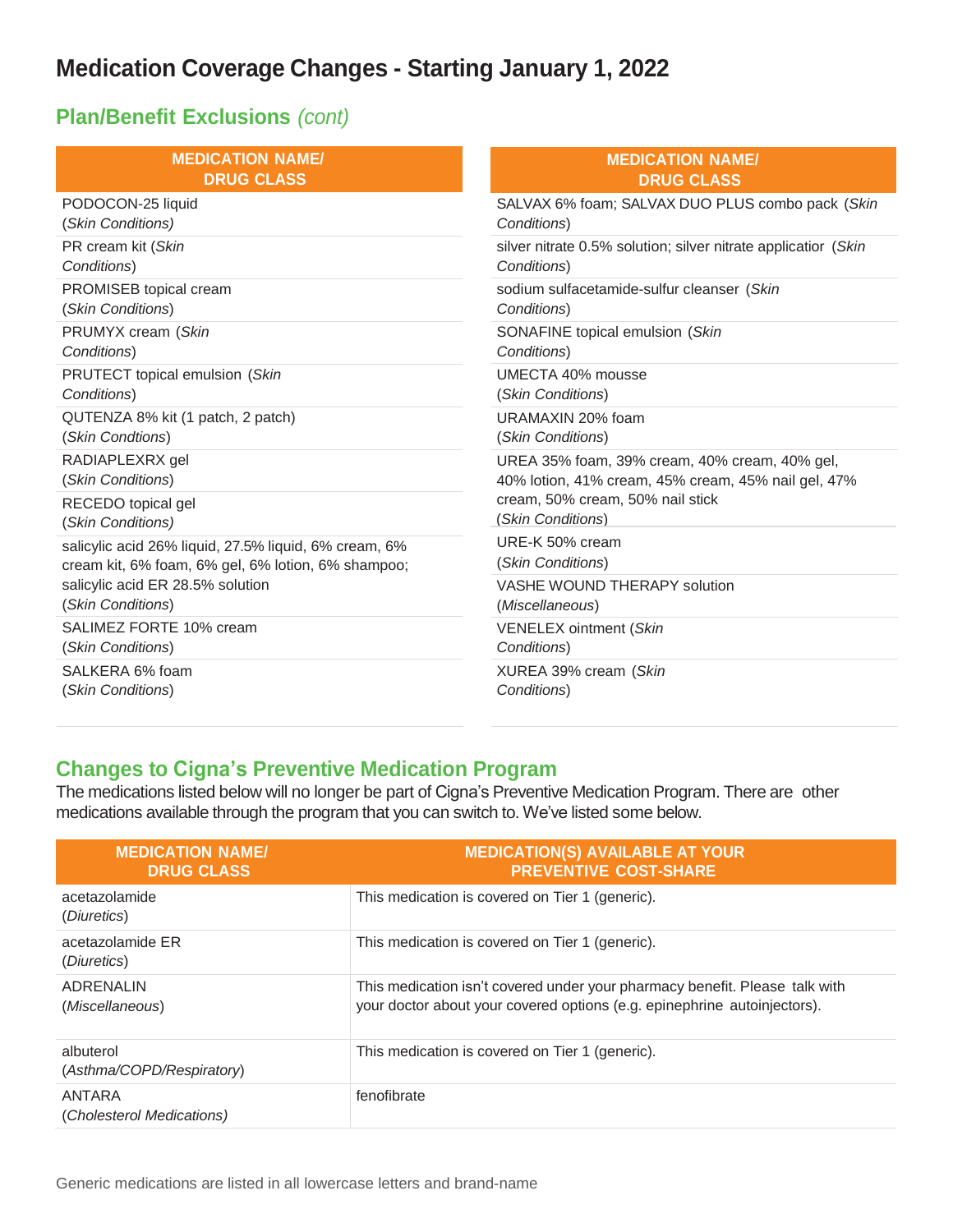# Medication Coverage Changes - Starting January 1, 2022

## Plan/Benefit Exclusions *(cont)*

| MEDICATION NAME/ DRUG CLASS |
|---|
| PODOCON-25 liquid (*Skin Conditions)* |
| PR cream kit (*Skin Conditions*) |
| PROMISEB topical cream (*Skin Conditions*) |
| PRUMYX cream (*Skin Conditions*) |
| PRUTECT topical emulsion (*Skin Conditions*) |
| QUTENZA 8% kit (1 patch, 2 patch) (*Skin Condtions*) |
| RADIAPLEXRX gel (*Skin Conditions*) |
| RECEDO topical gel (*Skin Conditions)* |
| salicylic acid 26% liquid, 27.5% liquid, 6% cream, 6% cream kit, 6% foam, 6% gel, 6% lotion, 6% shampoo; salicylic acid ER 28.5% solution (*Skin Conditions*) |
| SALIMEZ FORTE 10% cream (*Skin Conditions*) |
| SALKERA 6% foam (*Skin Conditions*) |
| SALVAX 6% foam; SALVAX DUO PLUS combo pack (*Skin Conditions*) |
| silver nitrate 0.5% solution; silver nitrate applicatior (*Skin Conditions*) |
| sodium sulfacetamide-sulfur cleanser (*Skin Conditions*) |
| SONAFINE topical emulsion (*Skin Conditions*) |
| UMECTA 40% mousse (*Skin Conditions*) |
| URAMAXIN 20% foam (*Skin Conditions*) |
| UREA 35% foam, 39% cream, 40% cream, 40% gel, 40% lotion, 41% cream, 45% cream, 45% nail gel, 47% cream, 50% cream, 50% nail stick (*Skin Conditions*) |
| URE-K 50% cream (*Skin Conditions*) |
| VASHE WOUND THERAPY solution (*Miscellaneous*) |
| VENELEX ointment (*Skin Conditions*) |
| XUREA 39% cream (*Skin Conditions*) |

## Changes to Cigna's Preventive Medication Program

The medications listed below will no longer be part of Cigna's Preventive Medication Program. There are other medications available through the program that you can switch to. We've listed some below.

| MEDICATION NAME/ DRUG CLASS | MEDICATION(S) AVAILABLE AT YOUR PREVENTIVE COST-SHARE |
|---|---|
| acetazolamide (*Diuretics*) | This medication is covered on Tier 1 (generic). |
| acetazolamide ER (*Diuretics*) | This medication is covered on Tier 1 (generic). |
| ADRENALIN (*Miscellaneous*) | This medication isn't covered under your pharmacy benefit. Please talk with your doctor about your covered options (e.g. epinephrine autoinjectors). |
| albuterol (*Asthma/COPD/Respiratory*) | This medication is covered on Tier 1 (generic). |
| ANTARA (*Cholesterol Medications)* | fenofibrate |

Generic medications are listed in all lowercase letters and brand-name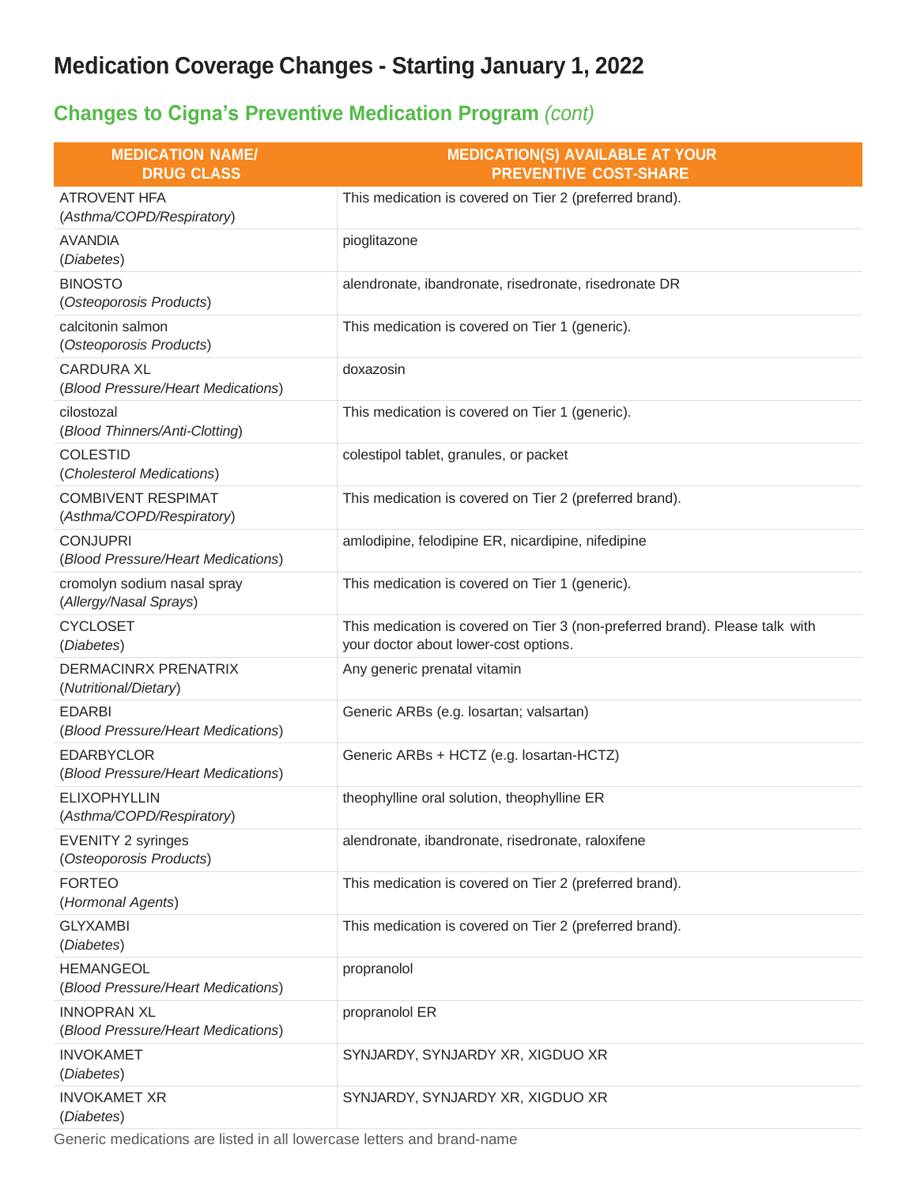# Medication Coverage Changes - Starting January 1, 2022

## Changes to Cigna's Preventive Medication Program *(cont)*

| MEDICATION NAME/ DRUG CLASS | MEDICATION(S) AVAILABLE AT YOUR PREVENTIVE COST-SHARE |
|---|---|
| ATROVENT HFA (*Asthma/COPD/Respiratory*) | This medication is covered on Tier 2 (preferred brand). |
| AVANDIA (*Diabetes*) | pioglitazone |
| BINOSTO (*Osteoporosis Products*) | alendronate, ibandronate, risedronate, risedronate DR |
| calcitonin salmon (*Osteoporosis Products*) | This medication is covered on Tier 1 (generic). |
| CARDURA XL (*Blood Pressure/Heart Medications*) | doxazosin |
| cilostozal (*Blood Thinners/Anti-Clotting*) | This medication is covered on Tier 1 (generic). |
| COLESTID (*Cholesterol Medications*) | colestipol tablet, granules, or packet |
| COMBIVENT RESPIMAT (*Asthma/COPD/Respiratory*) | This medication is covered on Tier 2 (preferred brand). |
| CONJUPRI (*Blood Pressure/Heart Medications*) | amlodipine, felodipine ER, nicardipine, nifedipine |
| cromolyn sodium nasal spray (*Allergy/Nasal Sprays*) | This medication is covered on Tier 1 (generic). |
| CYCLOSET (*Diabetes*) | This medication is covered on Tier 3 (non-preferred brand). Please talk with your doctor about lower-cost options. |
| DERMACINRX PRENATRIX (*Nutritional/Dietary*) | Any generic prenatal vitamin |
| EDARBI (*Blood Pressure/Heart Medications*) | Generic ARBs (e.g. losartan; valsartan) |
| EDARBYCLOR (*Blood Pressure/Heart Medications*) | Generic ARBs + HCTZ (e.g. losartan-HCTZ) |
| ELIXOPHYLLIN (*Asthma/COPD/Respiratory*) | theophylline oral solution, theophylline ER |
| EVENITY 2 syringes (*Osteoporosis Products*) | alendronate, ibandronate, risedronate, raloxifene |
| FORTEO (*Hormonal Agents*) | This medication is covered on Tier 2 (preferred brand). |
| GLYXAMBI (*Diabetes*) | This medication is covered on Tier 2 (preferred brand). |
| HEMANGEOL (*Blood Pressure/Heart Medications*) | propranolol |
| INNOPRAN XL (*Blood Pressure/Heart Medications*) | propranolol ER |
| INVOKAMET (*Diabetes*) | SYNJARDY, SYNJARDY XR, XIGDUO XR |
| INVOKAMET XR (*Diabetes*) | SYNJARDY, SYNJARDY XR, XIGDUO XR |

Generic medications are listed in all lowercase letters and brand-name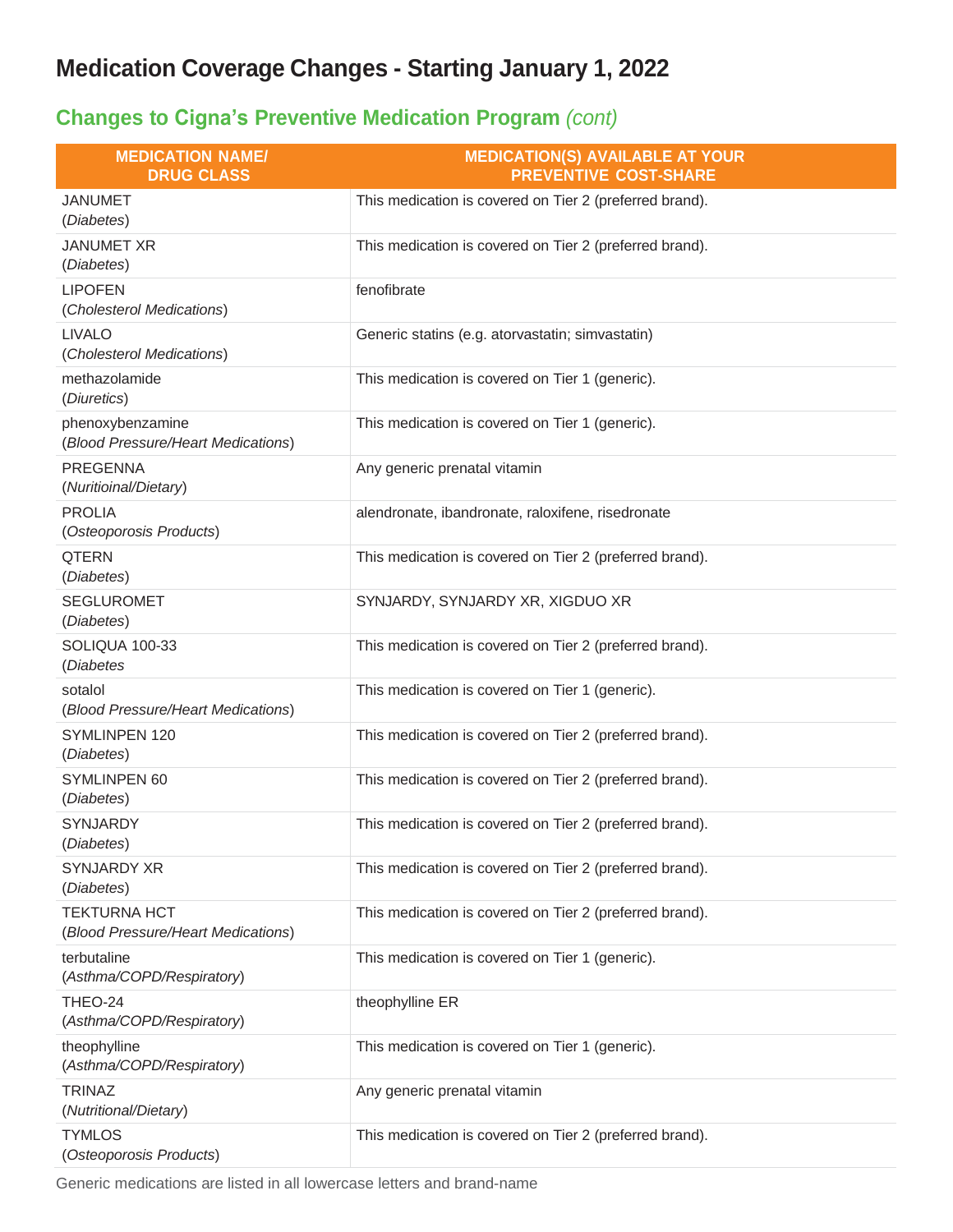# Medication Coverage Changes - Starting January 1, 2022

## Changes to Cigna's Preventive Medication Program *(cont)*

| MEDICATION NAME/ DRUG CLASS | MEDICATION(S) AVAILABLE AT YOUR PREVENTIVE COST-SHARE |
|---|---|
| JANUMET (*Diabetes*) | This medication is covered on Tier 2 (preferred brand). |
| JANUMET XR (*Diabetes*) | This medication is covered on Tier 2 (preferred brand). |
| LIPOFEN (*Cholesterol Medications*) | fenofibrate |
| LIVALO (*Cholesterol Medications*) | Generic statins (e.g. atorvastatin; simvastatin) |
| methazolamide (*Diuretics*) | This medication is covered on Tier 1 (generic). |
| phenoxybenzamine (*Blood Pressure/Heart Medications*) | This medication is covered on Tier 1 (generic). |
| PREGENNA (*Nuritioinal/Dietary*) | Any generic prenatal vitamin |
| PROLIA (*Osteoporosis Products*) | alendronate, ibandronate, raloxifene, risedronate |
| QTERN (*Diabetes*) | This medication is covered on Tier 2 (preferred brand). |
| SEGLUROMET (*Diabetes*) | SYNJARDY, SYNJARDY XR, XIGDUO XR |
| SOLIQUA 100-33 (*Diabetes* | This medication is covered on Tier 2 (preferred brand). |
| sotalol (*Blood Pressure/Heart Medications*) | This medication is covered on Tier 1 (generic). |
| SYMLINPEN 120 (*Diabetes*) | This medication is covered on Tier 2 (preferred brand). |
| SYMLINPEN 60 (*Diabetes*) | This medication is covered on Tier 2 (preferred brand). |
| SYNJARDY (*Diabetes*) | This medication is covered on Tier 2 (preferred brand). |
| SYNJARDY XR (*Diabetes*) | This medication is covered on Tier 2 (preferred brand). |
| TEKTURNA HCT (*Blood Pressure/Heart Medications*) | This medication is covered on Tier 2 (preferred brand). |
| terbutaline (*Asthma/COPD/Respiratory*) | This medication is covered on Tier 1 (generic). |
| THEO-24 (*Asthma/COPD/Respiratory*) | theophylline ER |
| theophylline (*Asthma/COPD/Respiratory*) | This medication is covered on Tier 1 (generic). |
| TRINAZ (*Nutritional/Dietary*) | Any generic prenatal vitamin |
| TYMLOS (*Osteoporosis Products*) | This medication is covered on Tier 2 (preferred brand). |

Generic medications are listed in all lowercase letters and brand-name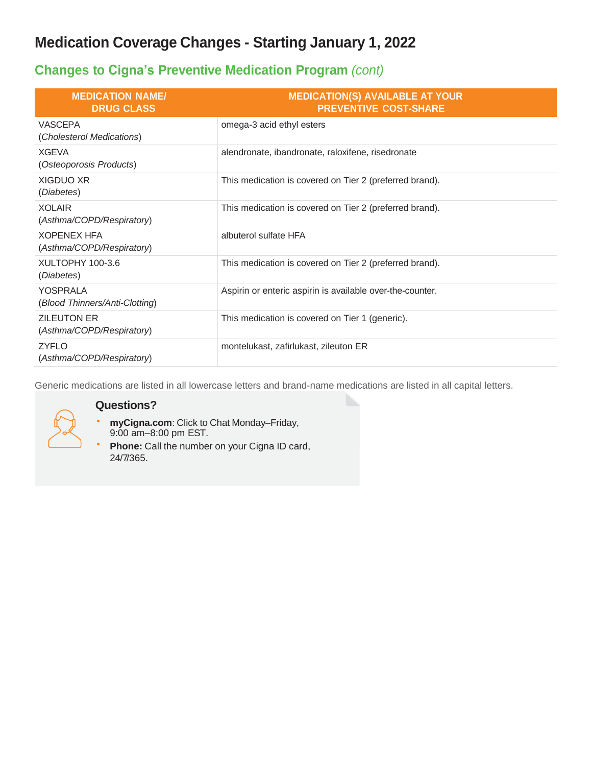# Medication Coverage Changes - Starting January 1, 2022

## Changes to Cigna's Preventive Medication Program *(cont)*

| MEDICATION NAME/ DRUG CLASS | MEDICATION(S) AVAILABLE AT YOUR PREVENTIVE COST-SHARE |
|---|---|
| VASCEPA (*Cholesterol Medications*) | omega-3 acid ethyl esters |
| XGEVA (*Osteoporosis Products*) | alendronate, ibandronate, raloxifene, risedronate |
| XIGDUO XR (*Diabetes*) | This medication is covered on Tier 2 (preferred brand). |
| XOLAIR (*Asthma/COPD/Respiratory*) | This medication is covered on Tier 2 (preferred brand). |
| XOPENEX HFA (*Asthma/COPD/Respiratory*) | albuterol sulfate HFA |
| XULTOPHY 100-3.6 (*Diabetes*) | This medication is covered on Tier 2 (preferred brand). |
| YOSPRALA (*Blood Thinners/Anti-Clotting*) | Aspirin or enteric aspirin is available over-the-counter. |
| ZILEUTON ER (*Asthma/COPD/Respiratory*) | This medication is covered on Tier 1 (generic). |
| ZYFLO (*Asthma/COPD/Respiratory*) | montelukast, zafirlukast, zileuton ER |

Generic medications are listed in all lowercase letters and brand-name medications are listed in all capital letters.

### Questions?

- **myCigna.com**: Click to Chat Monday–Friday, 9:00 am–8:00 pm EST.
- **Phone:** Call the number on your Cigna ID card, 24/7/365.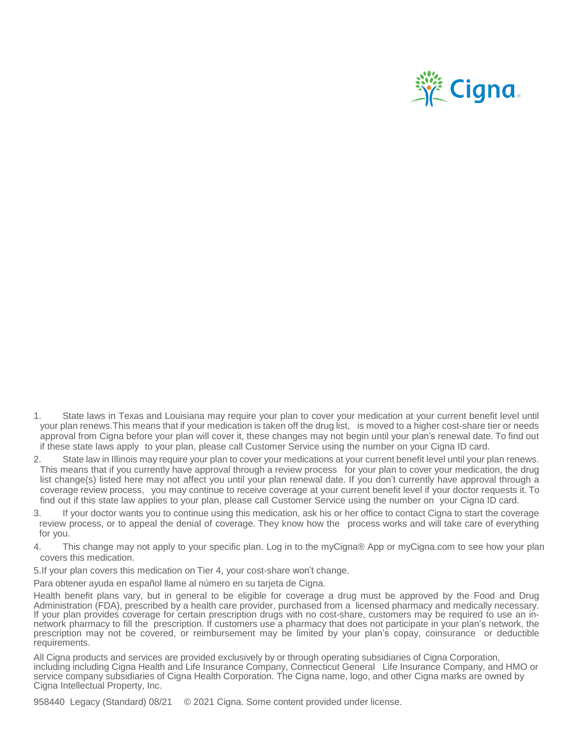1. State laws in Texas and Louisiana may require your plan to cover your medication at your current benefit level until your plan renews.This means that if your medication is taken off the drug list, is moved to a higher cost-share tier or needs approval from Cigna before your plan will cover it, these changes may not begin until your plan's renewal date. To find out if these state laws apply to your plan, please call Customer Service using the number on your Cigna ID card.
2. State law in Illinois may require your plan to cover your medications at your current benefit level until your plan renews. This means that if you currently have approval through a review process for your plan to cover your medication, the drug list change(s) listed here may not affect you until your plan renewal date. If you don't currently have approval through a coverage review process, you may continue to receive coverage at your current benefit level if your doctor requests it. To find out if this state law applies to your plan, please call Customer Service using the number on your Cigna ID card.
3. If your doctor wants you to continue using this medication, ask his or her office to contact Cigna to start the coverage review process, or to appeal the denial of coverage. They know how the process works and will take care of everything for you.
4. This change may not apply to your specific plan. Log in to the myCigna® App or myCigna.com to see how your plan covers this medication.
5. If your plan covers this medication on Tier 4, your cost-share won't change.

Para obtener ayuda en español llame al número en su tarjeta de Cigna.

Health benefit plans vary, but in general to be eligible for coverage a drug must be approved by the Food and Drug Administration (FDA), prescribed by a health care provider, purchased from a licensed pharmacy and medically necessary. If your plan provides coverage for certain prescription drugs with no cost-share, customers may be required to use an in-network pharmacy to fill the prescription. If customers use a pharmacy that does not participate in your plan's network, the prescription may not be covered, or reimbursement may be limited by your plan's copay, coinsurance or deductible requirements.

All Cigna products and services are provided exclusively by or through operating subsidiaries of Cigna Corporation, including including Cigna Health and Life Insurance Company, Connecticut General Life Insurance Company, and HMO or service company subsidiaries of Cigna Health Corporation. The Cigna name, logo, and other Cigna marks are owned by Cigna Intellectual Property, Inc.

958440 Legacy (Standard) 08/21 © 2021 Cigna. Some content provided under license.